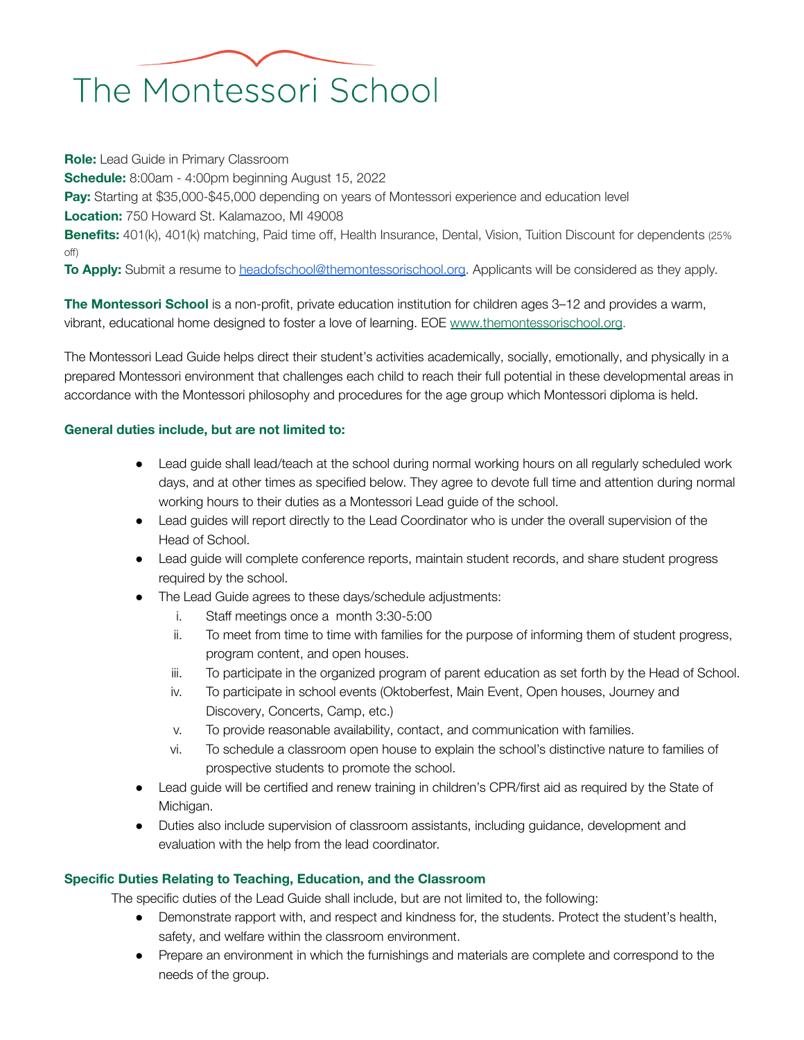# The Montessori School

**Role:** Lead Guide in Primary Classroom
**Schedule:** 8:00am - 4:00pm beginning August 15, 2022
**Pay:** Starting at $35,000-$45,000 depending on years of Montessori experience and education level
**Location:** 750 Howard St. Kalamazoo, MI 49008
**Benefits:** 401(k), 401(k) matching, Paid time off, Health Insurance, Dental, Vision, Tuition Discount for dependents (25% off)
**To Apply:** Submit a resume to headofschool@themontessorischool.org. Applicants will be considered as they apply.

**The Montessori School** is a non-profit, private education institution for children ages 3–12 and provides a warm, vibrant, educational home designed to foster a love of learning. EOE www.themontessorischool.org.

The Montessori Lead Guide helps direct their student's activities academically, socially, emotionally, and physically in a prepared Montessori environment that challenges each child to reach their full potential in these developmental areas in accordance with the Montessori philosophy and procedures for the age group which Montessori diploma is held.

### General duties include, but are not limited to:

- Lead guide shall lead/teach at the school during normal working hours on all regularly scheduled work days, and at other times as specified below. They agree to devote full time and attention during normal working hours to their duties as a Montessori Lead guide of the school.
- Lead guides will report directly to the Lead Coordinator who is under the overall supervision of the Head of School.
- Lead guide will complete conference reports, maintain student records, and share student progress required by the school.
- The Lead Guide agrees to these days/schedule adjustments:
    1. Staff meetings once a month 3:30-5:00
    2. To meet from time to time with families for the purpose of informing them of student progress, program content, and open houses.
    3. To participate in the organized program of parent education as set forth by the Head of School.
    4. To participate in school events (Oktoberfest, Main Event, Open houses, Journey and Discovery, Concerts, Camp, etc.)
    5. To provide reasonable availability, contact, and communication with families.
    6. To schedule a classroom open house to explain the school's distinctive nature to families of prospective students to promote the school.
- Lead guide will be certified and renew training in children's CPR/first aid as required by the State of Michigan.
- Duties also include supervision of classroom assistants, including guidance, development and evaluation with the help from the lead coordinator.

### Specific Duties Relating to Teaching, Education, and the Classroom

The specific duties of the Lead Guide shall include, but are not limited to, the following:

- Demonstrate rapport with, and respect and kindness for, the students. Protect the student's health, safety, and welfare within the classroom environment.
- Prepare an environment in which the furnishings and materials are complete and correspond to the needs of the group.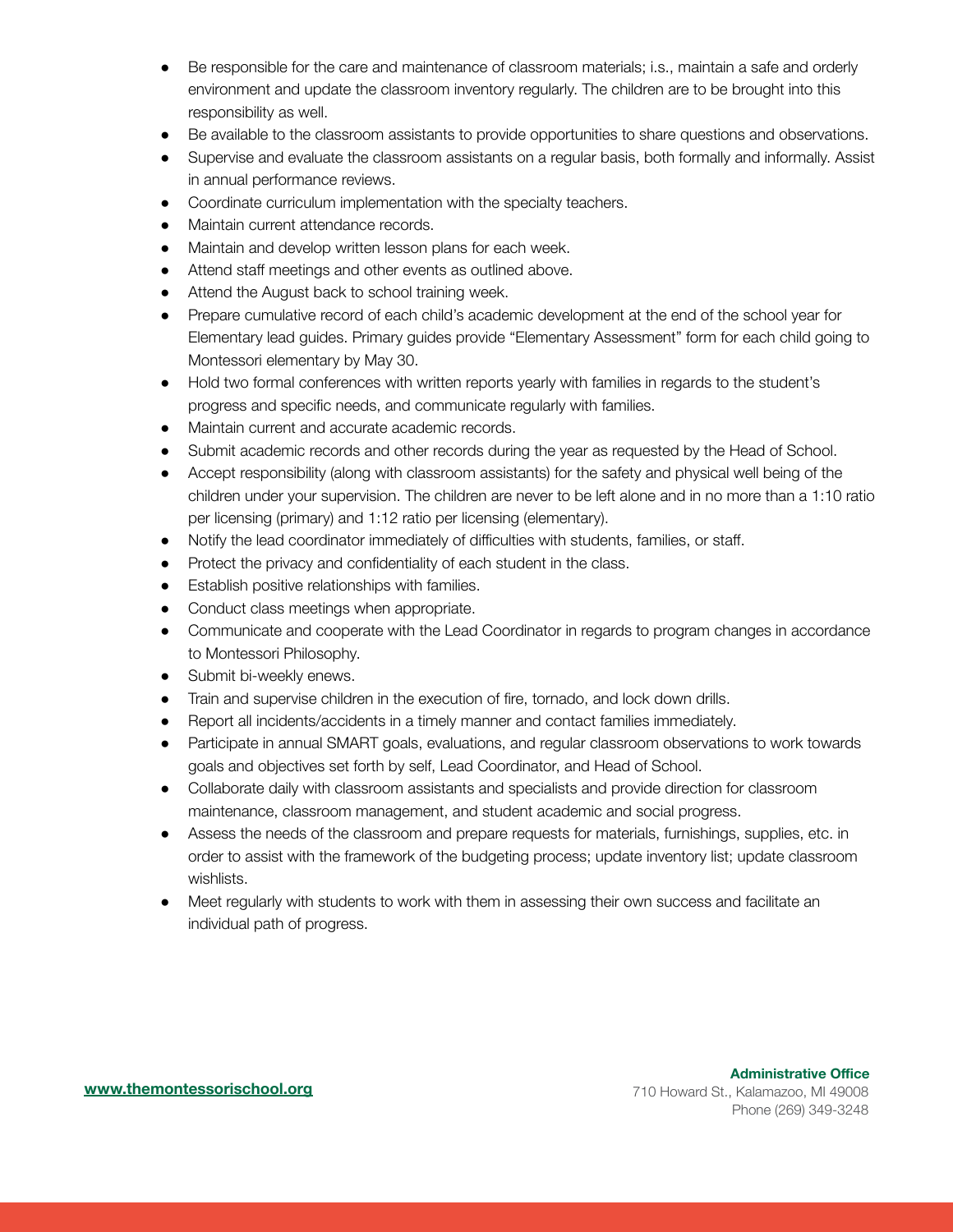- Be responsible for the care and maintenance of classroom materials; i.s., maintain a safe and orderly environment and update the classroom inventory regularly. The children are to be brought into this responsibility as well.
- Be available to the classroom assistants to provide opportunities to share questions and observations.
- Supervise and evaluate the classroom assistants on a regular basis, both formally and informally. Assist in annual performance reviews.
- Coordinate curriculum implementation with the specialty teachers.
- Maintain current attendance records.
- Maintain and develop written lesson plans for each week.
- Attend staff meetings and other events as outlined above.
- Attend the August back to school training week.
- Prepare cumulative record of each child's academic development at the end of the school year for Elementary lead guides. Primary guides provide "Elementary Assessment" form for each child going to Montessori elementary by May 30.
- Hold two formal conferences with written reports yearly with families in regards to the student's progress and specific needs, and communicate regularly with families.
- Maintain current and accurate academic records.
- Submit academic records and other records during the year as requested by the Head of School.
- Accept responsibility (along with classroom assistants) for the safety and physical well being of the children under your supervision. The children are never to be left alone and in no more than a 1:10 ratio per licensing (primary) and 1:12 ratio per licensing (elementary).
- Notify the lead coordinator immediately of difficulties with students, families, or staff.
- Protect the privacy and confidentiality of each student in the class.
- Establish positive relationships with families.
- Conduct class meetings when appropriate.
- Communicate and cooperate with the Lead Coordinator in regards to program changes in accordance to Montessori Philosophy.
- Submit bi-weekly enews.
- Train and supervise children in the execution of fire, tornado, and lock down drills.
- Report all incidents/accidents in a timely manner and contact families immediately.
- Participate in annual SMART goals, evaluations, and regular classroom observations to work towards goals and objectives set forth by self, Lead Coordinator, and Head of School.
- Collaborate daily with classroom assistants and specialists and provide direction for classroom maintenance, classroom management, and student academic and social progress.
- Assess the needs of the classroom and prepare requests for materials, furnishings, supplies, etc. in order to assist with the framework of the budgeting process; update inventory list; update classroom wishlists.
- Meet regularly with students to work with them in assessing their own success and facilitate an individual path of progress.